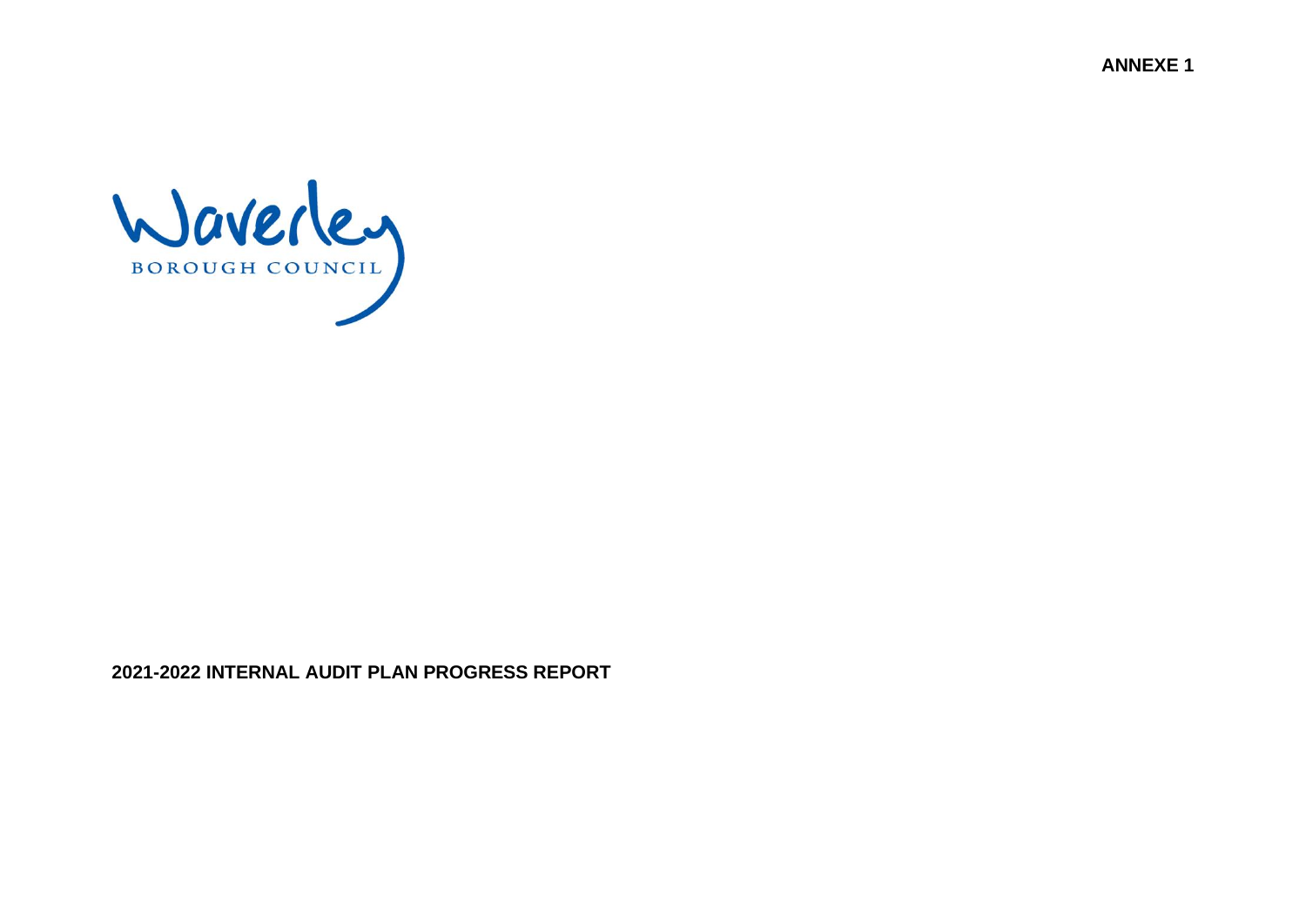ANNEXE 1

Waverley

BOROUGH COUNCIL

# 2021-2022 INTERNAL AUDIT PLAN PROGRESS REPORT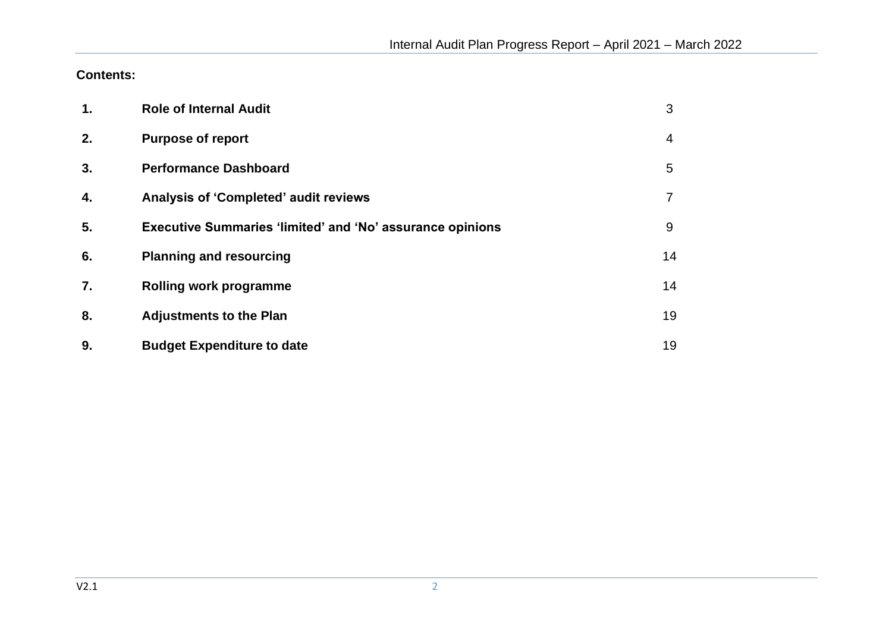**Contents:**

| | | |
|---|---|---|
| **1.** | **Role of Internal Audit** | 3 |
| **2.** | **Purpose of report** | 4 |
| **3.** | **Performance Dashboard** | 5 |
| **4.** | **Analysis of 'Completed' audit reviews** | 7 |
| **5.** | **Executive Summaries 'limited' and 'No' assurance opinions** | 9 |
| **6.** | **Planning and resourcing** | 14 |
| **7.** | **Rolling work programme** | 14 |
| **8.** | **Adjustments to the Plan** | 19 |
| **9.** | **Budget Expenditure to date** | 19 |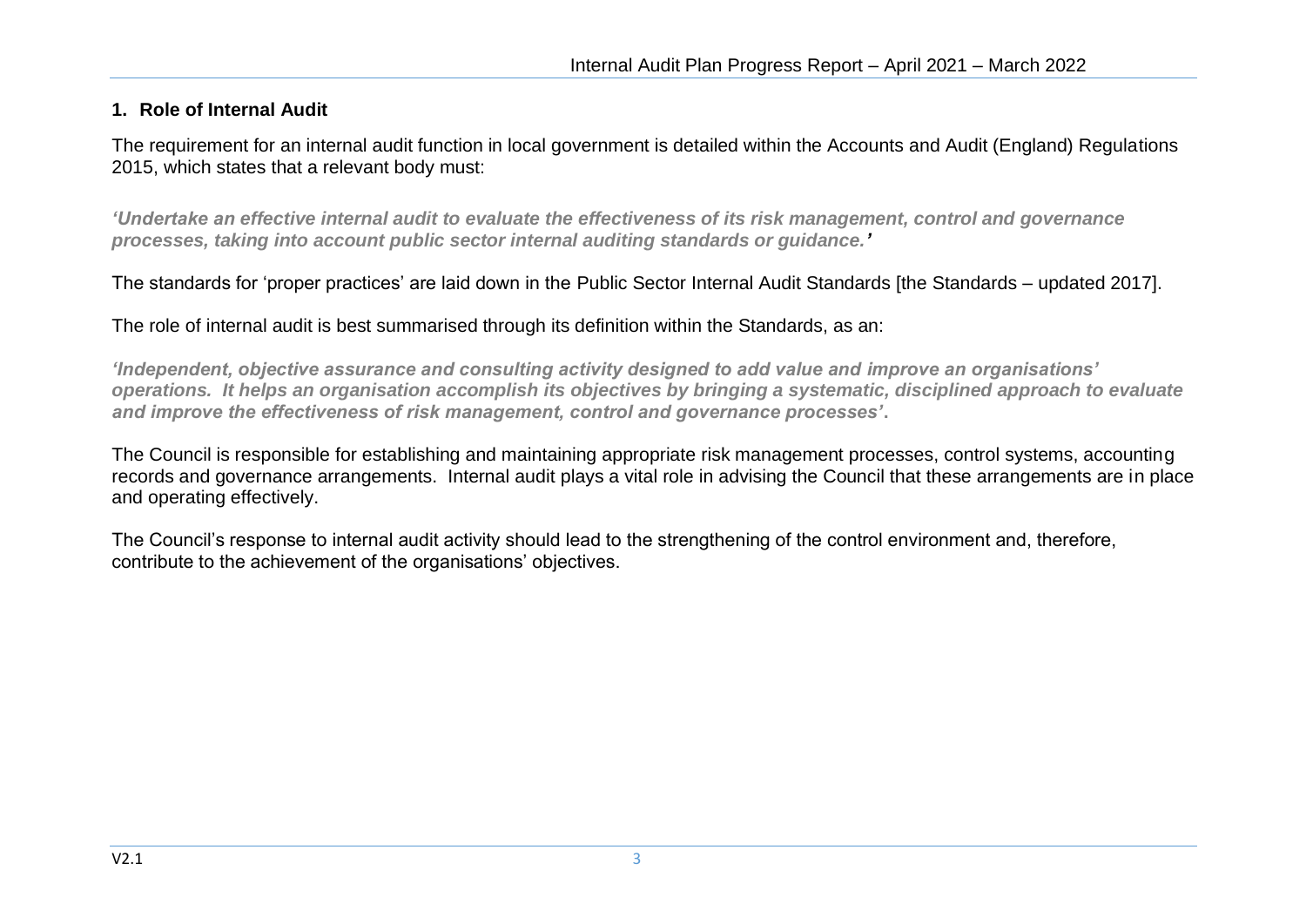## 1. Role of Internal Audit

The requirement for an internal audit function in local government is detailed within the Accounts and Audit (England) Regulations 2015, which states that a relevant body must:

***'Undertake an effective internal audit to evaluate the effectiveness of its risk management, control and governance processes, taking into account public sector internal auditing standards or guidance.'***

The standards for 'proper practices' are laid down in the Public Sector Internal Audit Standards [the Standards – updated 2017].

The role of internal audit is best summarised through its definition within the Standards, as an:

***'Independent, objective assurance and consulting activity designed to add value and improve an organisations' operations. It helps an organisation accomplish its objectives by bringing a systematic, disciplined approach to evaluate and improve the effectiveness of risk management, control and governance processes'*.**

The Council is responsible for establishing and maintaining appropriate risk management processes, control systems, accounting records and governance arrangements. Internal audit plays a vital role in advising the Council that these arrangements are in place and operating effectively.

The Council's response to internal audit activity should lead to the strengthening of the control environment and, therefore, contribute to the achievement of the organisations' objectives.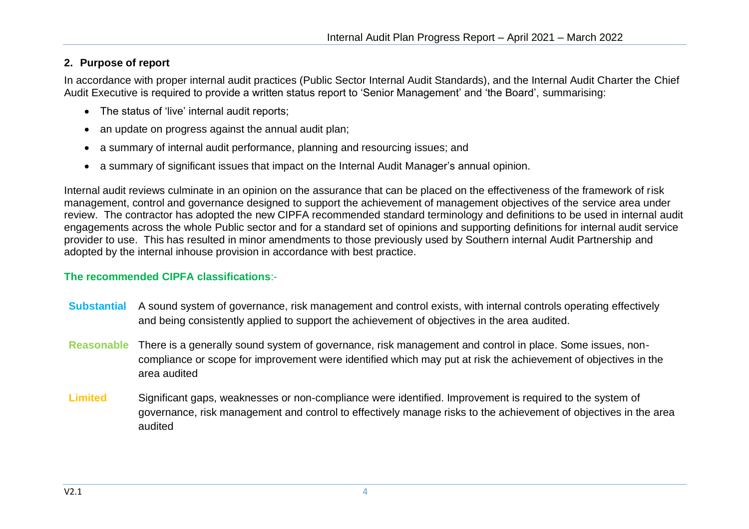## 2. Purpose of report

In accordance with proper internal audit practices (Public Sector Internal Audit Standards), and the Internal Audit Charter the Chief Audit Executive is required to provide a written status report to 'Senior Management' and 'the Board', summarising:

- The status of 'live' internal audit reports;
- an update on progress against the annual audit plan;
- a summary of internal audit performance, planning and resourcing issues; and
- a summary of significant issues that impact on the Internal Audit Manager's annual opinion.

Internal audit reviews culminate in an opinion on the assurance that can be placed on the effectiveness of the framework of risk management, control and governance designed to support the achievement of management objectives of the service area under review. The contractor has adopted the new CIPFA recommended standard terminology and definitions to be used in internal audit engagements across the whole Public sector and for a standard set of opinions and supporting definitions for internal audit service provider to use. This has resulted in minor amendments to those previously used by Southern internal Audit Partnership and adopted by the internal inhouse provision in accordance with best practice.

**The recommended CIPFA classifications**:-

| | |
|---|---|
| **Substantial** | A sound system of governance, risk management and control exists, with internal controls operating effectively and being consistently applied to support the achievement of objectives in the area audited. |
| **Reasonable** | There is a generally sound system of governance, risk management and control in place. Some issues, non-compliance or scope for improvement were identified which may put at risk the achievement of objectives in the area audited |
| **Limited** | Significant gaps, weaknesses or non-compliance were identified. Improvement is required to the system of governance, risk management and control to effectively manage risks to the achievement of objectives in the area audited |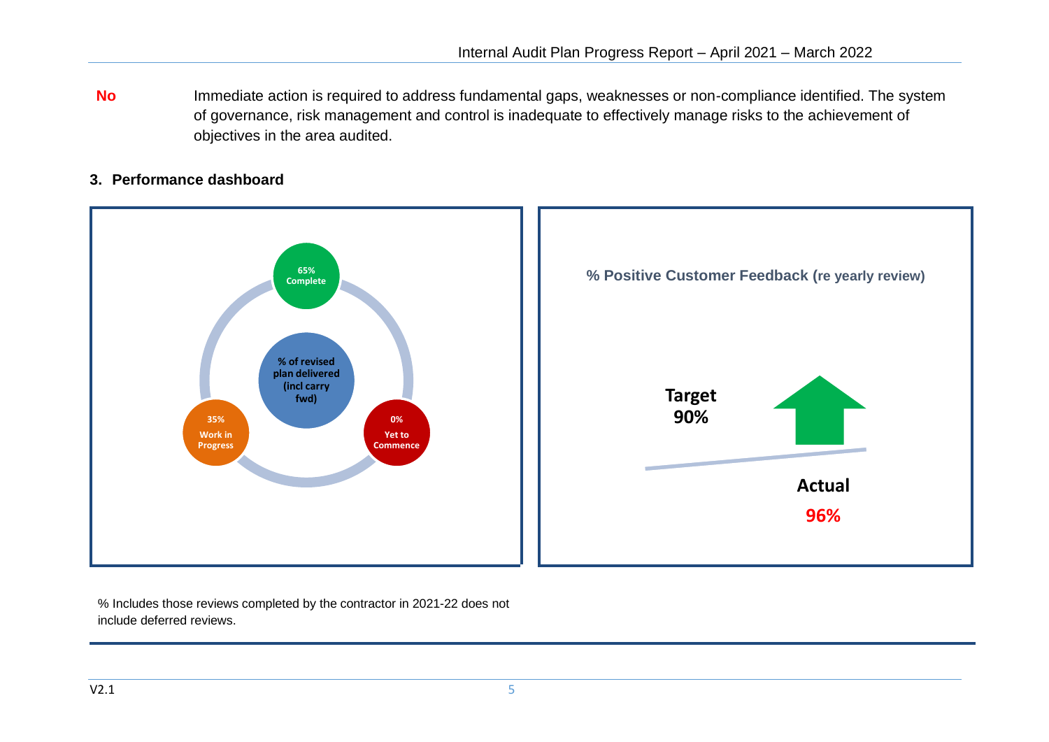**No** Immediate action is required to address fundamental gaps, weaknesses or non-compliance identified. The system of governance, risk management and control is inadequate to effectively manage risks to the achievement of objectives in the area audited.

## 3. Performance dashboard

**% of revised plan delivered (incl carry fwd)**

- **65% Complete**
- **35% Work in Progress**
- **0% Yet to Commence**

**% Positive Customer Feedback (re yearly review)**

**Target 90%**

**Actual 96%**

% Includes those reviews completed by the contractor in 2021-22 does not include deferred reviews.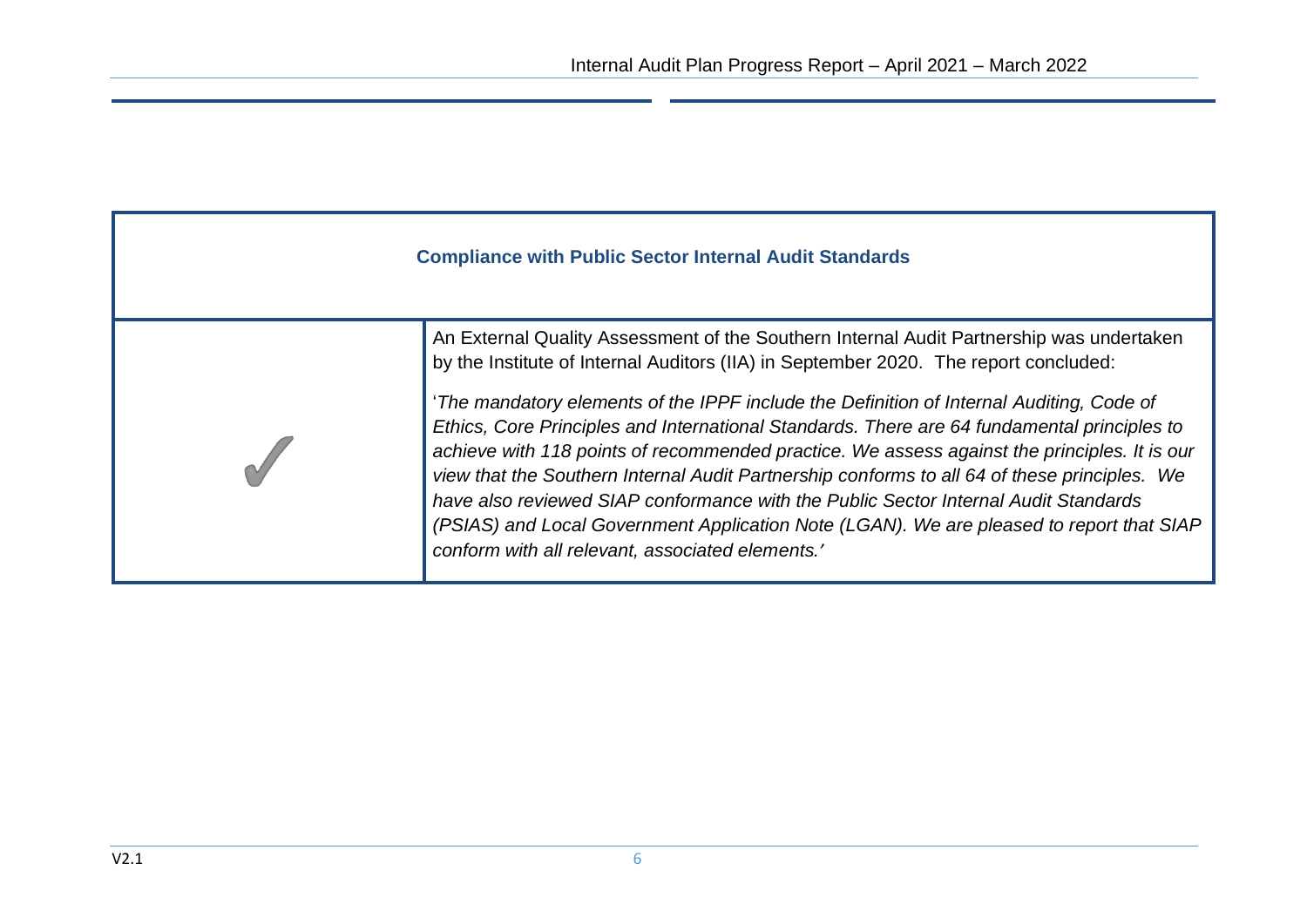| Compliance with Public Sector Internal Audit Standards | |
|---|---|
| ✓ | An External Quality Assessment of the Southern Internal Audit Partnership was undertaken by the Institute of Internal Auditors (IIA) in September 2020. The report concluded:<br><br>'*The mandatory elements of the IPPF include the Definition of Internal Auditing, Code of Ethics, Core Principles and International Standards. There are 64 fundamental principles to achieve with 118 points of recommended practice. We assess against the principles. It is our view that the Southern Internal Audit Partnership conforms to all 64 of these principles. We have also reviewed SIAP conformance with the Public Sector Internal Audit Standards (PSIAS) and Local Government Application Note (LGAN). We are pleased to report that SIAP conform with all relevant, associated elements.*' |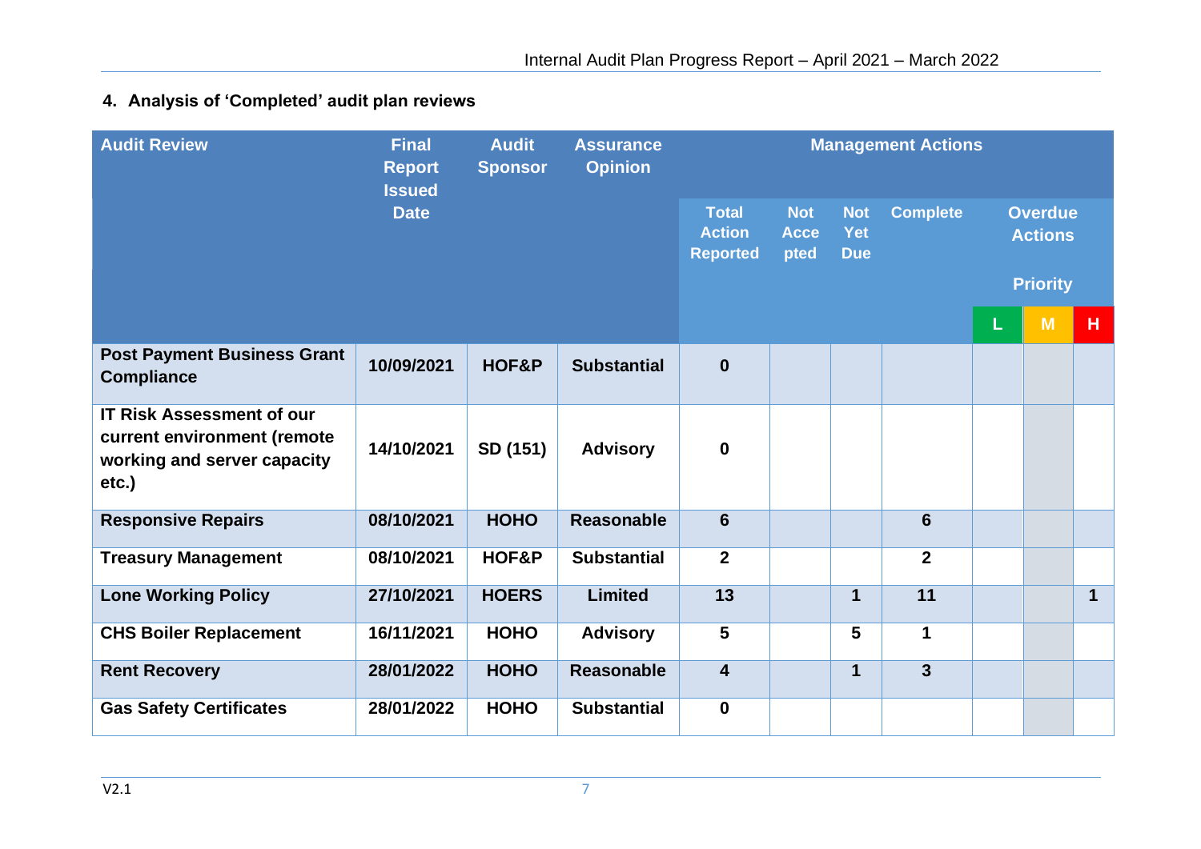## 4. Analysis of 'Completed' audit plan reviews

| Audit Review | Final Report Issued Date | Audit Sponsor | Assurance Opinion | Management Actions | | | | | | |
|---|---|---|---|---|---|---|---|---|---|---|
| | | | | Total Action Reported | Not Accepted | Not Yet Due | Complete | Overdue Actions Priority | | |
| | | | | | | | | L | M | H |
| Post Payment Business Grant Compliance | 10/09/2021 | HOF&P | Substantial | 0 | | | | | | |
| IT Risk Assessment of our current environment (remote working and server capacity etc.) | 14/10/2021 | SD (151) | Advisory | 0 | | | | | | |
| Responsive Repairs | 08/10/2021 | HOHO | Reasonable | 6 | | | 6 | | | |
| Treasury Management | 08/10/2021 | HOF&P | Substantial | 2 | | | 2 | | | |
| Lone Working Policy | 27/10/2021 | HOERS | Limited | 13 | | 1 | 11 | | | 1 |
| CHS Boiler Replacement | 16/11/2021 | HOHO | Advisory | 5 | | 5 | 1 | | | |
| Rent Recovery | 28/01/2022 | HOHO | Reasonable | 4 | | 1 | 3 | | | |
| Gas Safety Certificates | 28/01/2022 | HOHO | Substantial | 0 | | | | | | |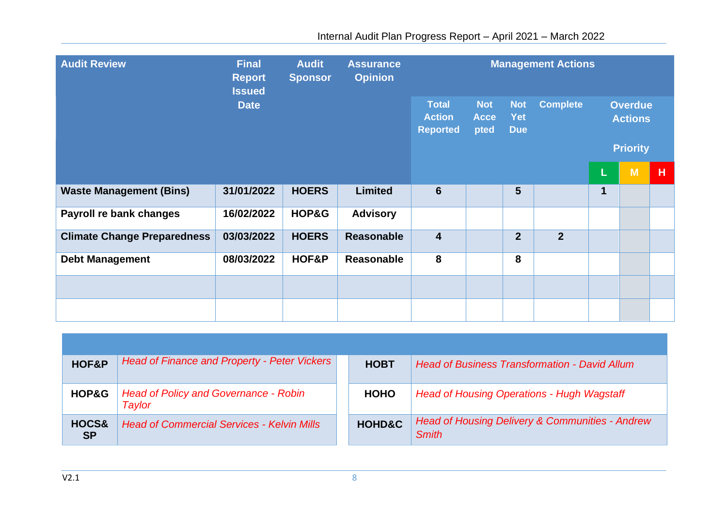| Audit Review | Final Report Issued Date | Audit Sponsor | Assurance Opinion | Management Actions | | | | | | |
|---|---|---|---|---|---|---|---|---|---|---|
| | | | | Total Action Reported | Not Accepted | Not Yet Due | Complete | Overdue Actions Priority | | |
| | | | | | | | | L | M | H |
| **Waste Management (Bins)** | **31/01/2022** | **HOERS** | **Limited** | **6** | | **5** | | **1** | | |
| **Payroll re bank changes** | **16/02/2022** | **HOP&G** | **Advisory** | | | | | | | |
| **Climate Change Preparedness** | **03/03/2022** | **HOERS** | **Reasonable** | **4** | | **2** | **2** | | | |
| **Debt Management** | **08/03/2022** | **HOF&P** | **Reasonable** | **8** | | **8** | | | | |
| | | | | | | | | | | |
| | | | | | | | | | | |

| | | | |
|---|---|---|---|
| **HOF&P** | *Head of Finance and Property - Peter Vickers* | **HOBT** | *Head of Business Transformation - David Allum* |
| **HOP&G** | *Head of Policy and Governance - Robin Taylor* | **HOHO** | *Head of Housing Operations - Hugh Wagstaff* |
| **HOCS&SP** | *Head of Commercial Services - Kelvin Mills* | **HOHD&C** | *Head of Housing Delivery & Communities - Andrew Smith* |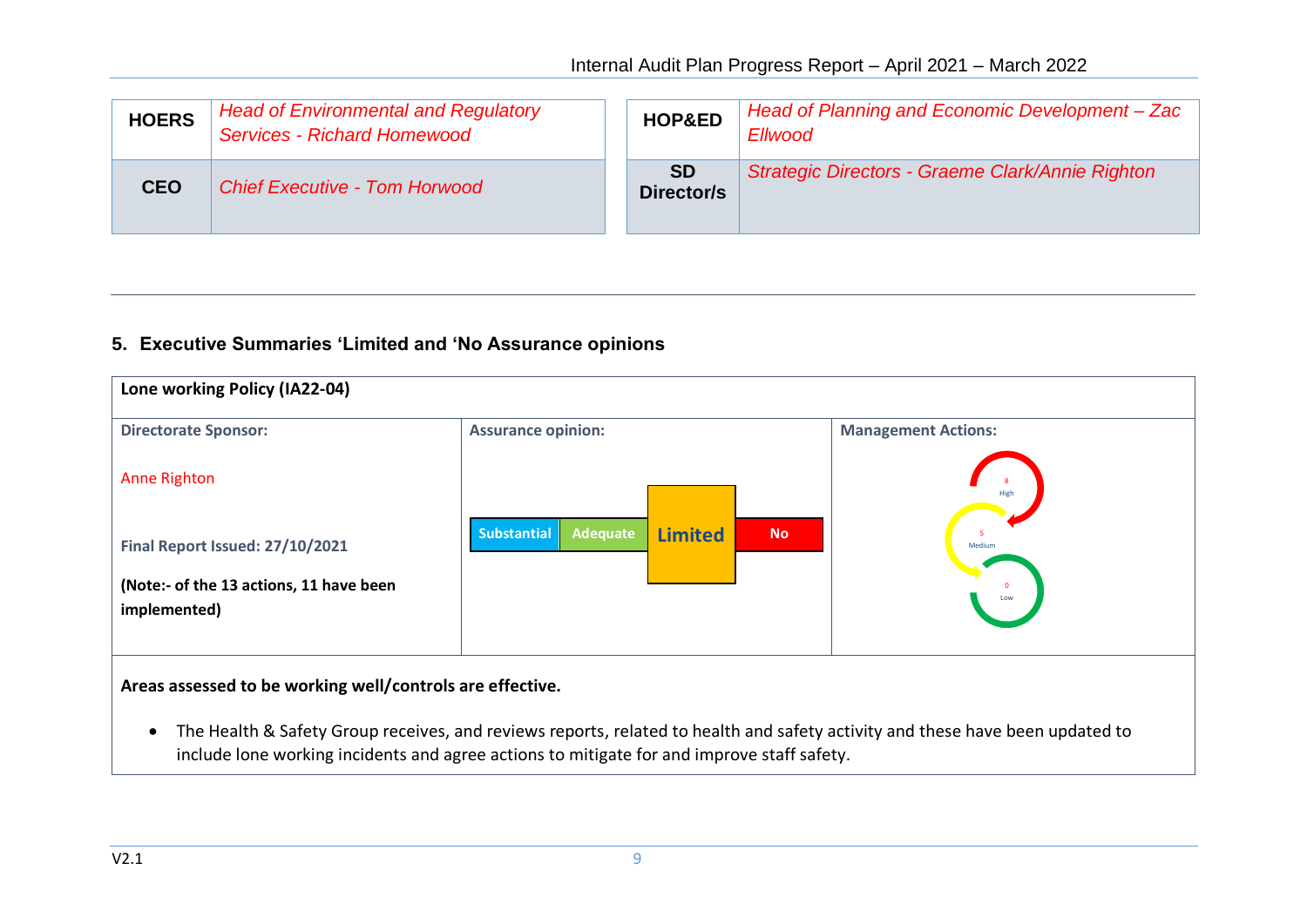| HOERS | *Head of Environmental and Regulatory Services - Richard Homewood* |
| --- | --- |
| CEO | *Chief Executive - Tom Horwood* |

| HOP&ED | *Head of Planning and Economic Development – Zac Ellwood* |
| --- | --- |
| SD Director/s | *Strategic Directors - Graeme Clark/Annie Righton* |

## 5. Executive Summaries 'Limited and 'No Assurance opinions

| **Lone working Policy (IA22-04)** | | |
| --- | --- | --- |
| **Directorate Sponsor:**<br><br>Anne Righton<br><br>**Final Report Issued: 27/10/2021**<br><br>**(Note:- of the 13 actions, 11 have been implemented)** | **Assurance opinion:**<br><br>Substantial / Adequate / **Limited** / No | **Management Actions:**<br><br>8 High<br>5 Medium<br>0 Low |

**Areas assessed to be working well/controls are effective.**

- The Health & Safety Group receives, and reviews reports, related to health and safety activity and these have been updated to include lone working incidents and agree actions to mitigate for and improve staff safety.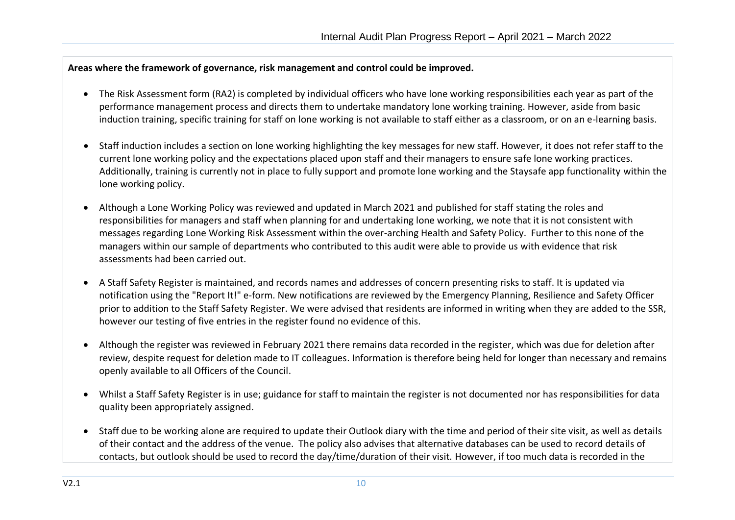**Areas where the framework of governance, risk management and control could be improved.**

- The Risk Assessment form (RA2) is completed by individual officers who have lone working responsibilities each year as part of the performance management process and directs them to undertake mandatory lone working training. However, aside from basic induction training, specific training for staff on lone working is not available to staff either as a classroom, or on an e-learning basis.

- Staff induction includes a section on lone working highlighting the key messages for new staff. However, it does not refer staff to the current lone working policy and the expectations placed upon staff and their managers to ensure safe lone working practices. Additionally, training is currently not in place to fully support and promote lone working and the Staysafe app functionality within the lone working policy.

- Although a Lone Working Policy was reviewed and updated in March 2021 and published for staff stating the roles and responsibilities for managers and staff when planning for and undertaking lone working, we note that it is not consistent with messages regarding Lone Working Risk Assessment within the over-arching Health and Safety Policy. Further to this none of the managers within our sample of departments who contributed to this audit were able to provide us with evidence that risk assessments had been carried out.

- A Staff Safety Register is maintained, and records names and addresses of concern presenting risks to staff. It is updated via notification using the "Report It!" e-form. New notifications are reviewed by the Emergency Planning, Resilience and Safety Officer prior to addition to the Staff Safety Register. We were advised that residents are informed in writing when they are added to the SSR, however our testing of five entries in the register found no evidence of this.

- Although the register was reviewed in February 2021 there remains data recorded in the register, which was due for deletion after review, despite request for deletion made to IT colleagues. Information is therefore being held for longer than necessary and remains openly available to all Officers of the Council.

- Whilst a Staff Safety Register is in use; guidance for staff to maintain the register is not documented nor has responsibilities for data quality been appropriately assigned.

- Staff due to be working alone are required to update their Outlook diary with the time and period of their site visit, as well as details of their contact and the address of the venue. The policy also advises that alternative databases can be used to record details of contacts, but outlook should be used to record the day/time/duration of their visit. However, if too much data is recorded in the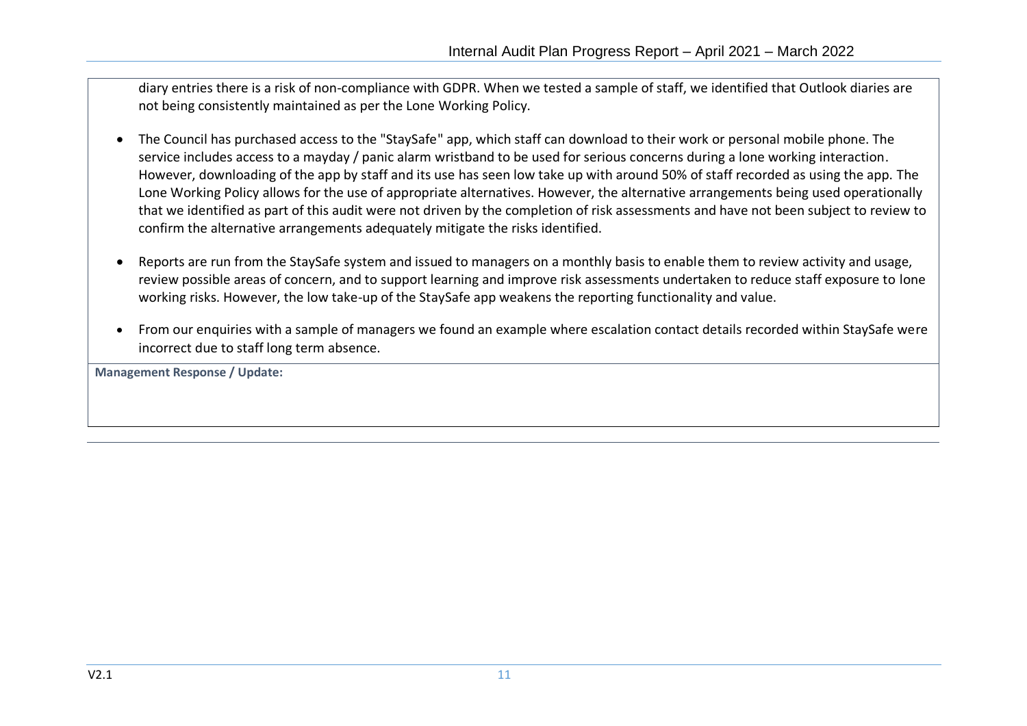diary entries there is a risk of non-compliance with GDPR. When we tested a sample of staff, we identified that Outlook diaries are not being consistently maintained as per the Lone Working Policy.

- The Council has purchased access to the "StaySafe" app, which staff can download to their work or personal mobile phone. The service includes access to a mayday / panic alarm wristband to be used for serious concerns during a lone working interaction. However, downloading of the app by staff and its use has seen low take up with around 50% of staff recorded as using the app. The Lone Working Policy allows for the use of appropriate alternatives. However, the alternative arrangements being used operationally that we identified as part of this audit were not driven by the completion of risk assessments and have not been subject to review to confirm the alternative arrangements adequately mitigate the risks identified.

- Reports are run from the StaySafe system and issued to managers on a monthly basis to enable them to review activity and usage, review possible areas of concern, and to support learning and improve risk assessments undertaken to reduce staff exposure to lone working risks. However, the low take-up of the StaySafe app weakens the reporting functionality and value.

- From our enquiries with a sample of managers we found an example where escalation contact details recorded within StaySafe were incorrect due to staff long term absence.

**Management Response / Update:**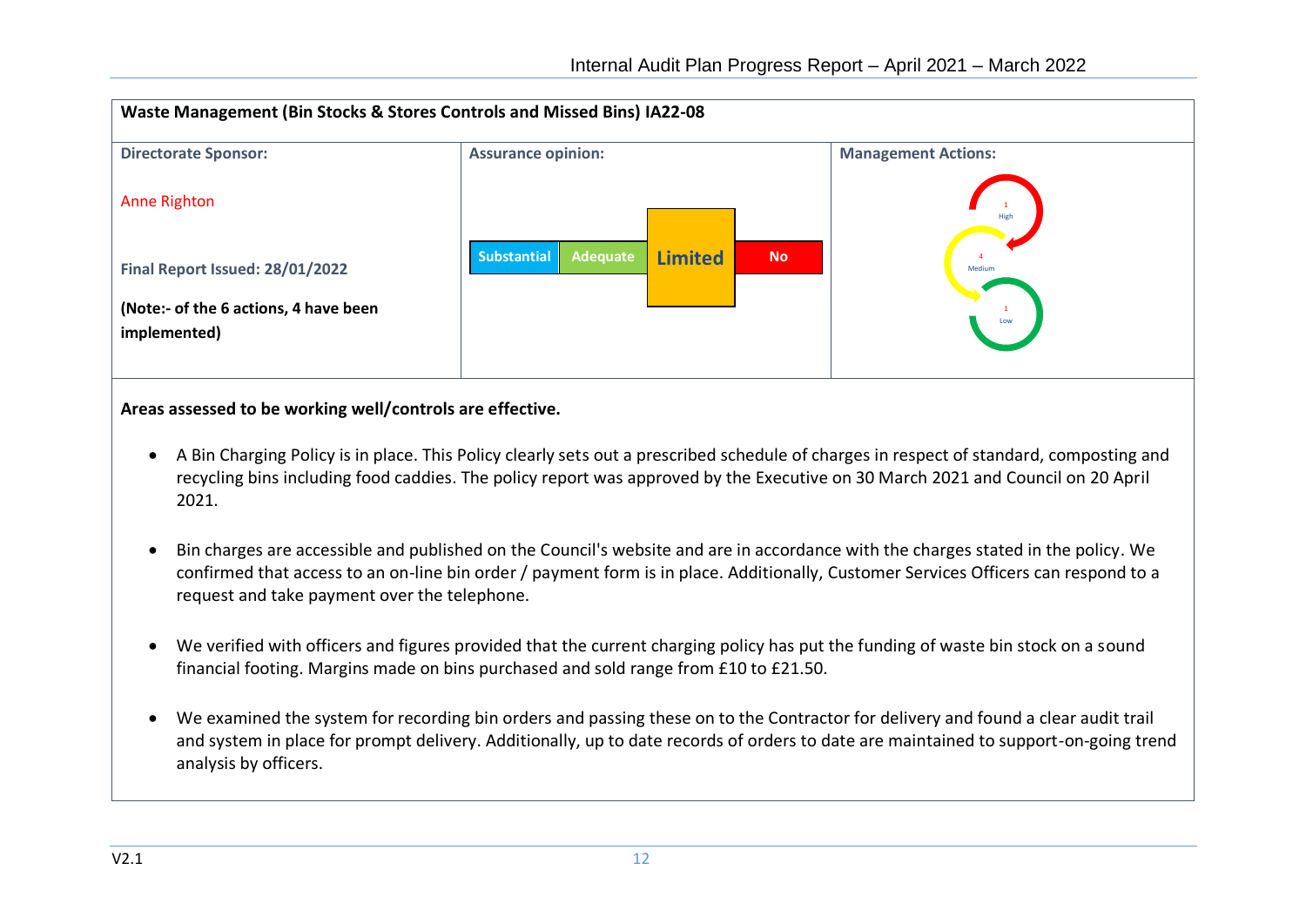## Waste Management (Bin Stocks & Stores Controls and Missed Bins) IA22-08

| Directorate Sponsor: | Assurance opinion: | Management Actions: |
| --- | --- | --- |
| Anne Righton<br><br>**Final Report Issued: 28/01/2022**<br><br>**(Note:- of the 6 actions, 4 have been implemented)** | Substantial / Adequate / **Limited** / No | 1 High<br>4 Medium<br>1 Low |

**Areas assessed to be working well/controls are effective.**

- A Bin Charging Policy is in place. This Policy clearly sets out a prescribed schedule of charges in respect of standard, composting and recycling bins including food caddies. The policy report was approved by the Executive on 30 March 2021 and Council on 20 April 2021.
- Bin charges are accessible and published on the Council's website and are in accordance with the charges stated in the policy. We confirmed that access to an on-line bin order / payment form is in place. Additionally, Customer Services Officers can respond to a request and take payment over the telephone.
- We verified with officers and figures provided that the current charging policy has put the funding of waste bin stock on a sound financial footing. Margins made on bins purchased and sold range from £10 to £21.50.
- We examined the system for recording bin orders and passing these on to the Contractor for delivery and found a clear audit trail and system in place for prompt delivery. Additionally, up to date records of orders to date are maintained to support-on-going trend analysis by officers.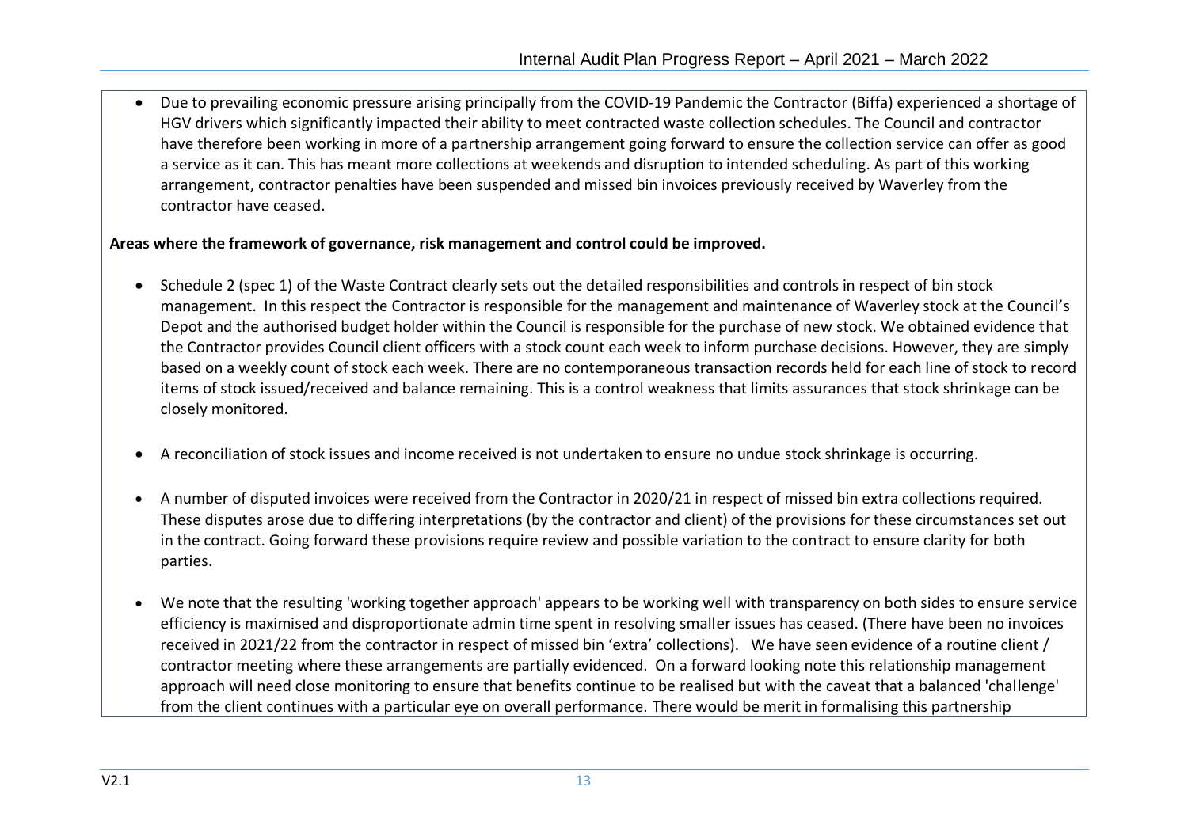- Due to prevailing economic pressure arising principally from the COVID-19 Pandemic the Contractor (Biffa) experienced a shortage of HGV drivers which significantly impacted their ability to meet contracted waste collection schedules. The Council and contractor have therefore been working in more of a partnership arrangement going forward to ensure the collection service can offer as good a service as it can. This has meant more collections at weekends and disruption to intended scheduling. As part of this working arrangement, contractor penalties have been suspended and missed bin invoices previously received by Waverley from the contractor have ceased.

**Areas where the framework of governance, risk management and control could be improved.**

- Schedule 2 (spec 1) of the Waste Contract clearly sets out the detailed responsibilities and controls in respect of bin stock management. In this respect the Contractor is responsible for the management and maintenance of Waverley stock at the Council's Depot and the authorised budget holder within the Council is responsible for the purchase of new stock. We obtained evidence that the Contractor provides Council client officers with a stock count each week to inform purchase decisions. However, they are simply based on a weekly count of stock each week. There are no contemporaneous transaction records held for each line of stock to record items of stock issued/received and balance remaining. This is a control weakness that limits assurances that stock shrinkage can be closely monitored.

- A reconciliation of stock issues and income received is not undertaken to ensure no undue stock shrinkage is occurring.

- A number of disputed invoices were received from the Contractor in 2020/21 in respect of missed bin extra collections required. These disputes arose due to differing interpretations (by the contractor and client) of the provisions for these circumstances set out in the contract. Going forward these provisions require review and possible variation to the contract to ensure clarity for both parties.

- We note that the resulting 'working together approach' appears to be working well with transparency on both sides to ensure service efficiency is maximised and disproportionate admin time spent in resolving smaller issues has ceased. (There have been no invoices received in 2021/22 from the contractor in respect of missed bin 'extra' collections). We have seen evidence of a routine client / contractor meeting where these arrangements are partially evidenced. On a forward looking note this relationship management approach will need close monitoring to ensure that benefits continue to be realised but with the caveat that a balanced 'challenge' from the client continues with a particular eye on overall performance. There would be merit in formalising this partnership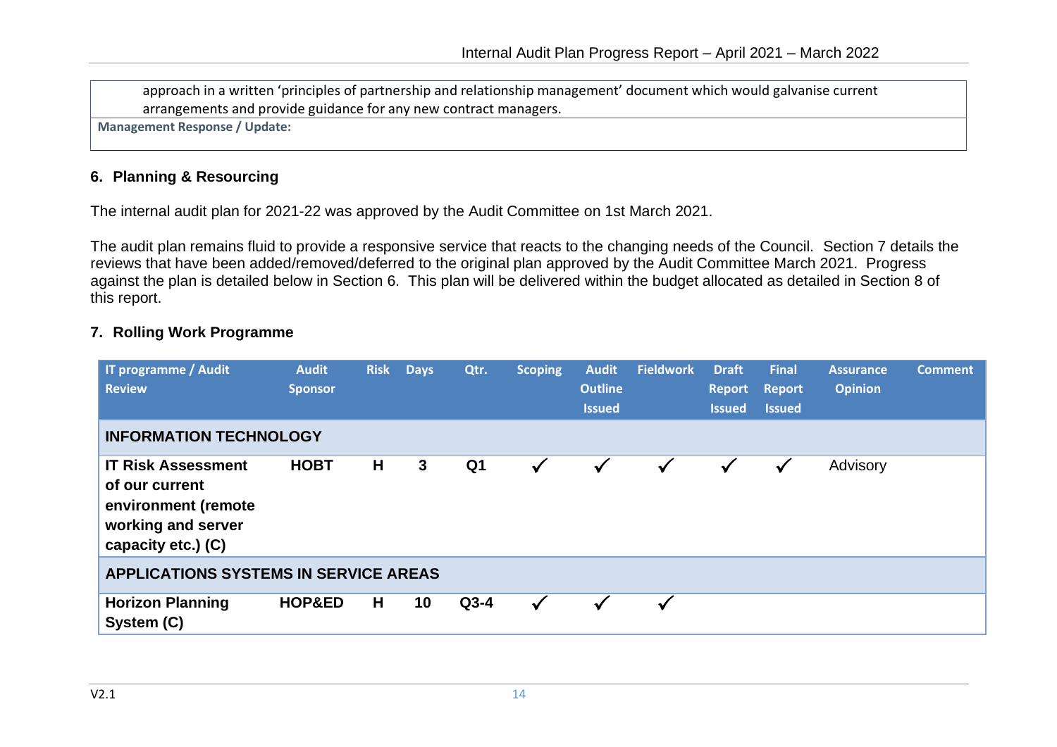| approach in a written 'principles of partnership and relationship management' document which would galvanise current arrangements and provide guidance for any new contract managers. |
|---|
| **Management Response / Update:** |

## 6. Planning & Resourcing

The internal audit plan for 2021-22 was approved by the Audit Committee on 1st March 2021.

The audit plan remains fluid to provide a responsive service that reacts to the changing needs of the Council. Section 7 details the reviews that have been added/removed/deferred to the original plan approved by the Audit Committee March 2021. Progress against the plan is detailed below in Section 6. This plan will be delivered within the budget allocated as detailed in Section 8 of this report.

## 7. Rolling Work Programme

| IT programme / Audit Review | Audit Sponsor | Risk | Days | Qtr. | Scoping | Audit Outline Issued | Fieldwork | Draft Report Issued | Final Report Issued | Assurance Opinion | Comment |
|---|---|---|---|---|---|---|---|---|---|---|---|
| **INFORMATION TECHNOLOGY** | | | | | | | | | | | |
| **IT Risk Assessment of our current environment (remote working and server capacity etc.) (C)** | **HOBT** | **H** | **3** | **Q1** | ✓ | ✓ | ✓ | ✓ | ✓ | Advisory | |
| **APPLICATIONS SYSTEMS IN SERVICE AREAS** | | | | | | | | | | | |
| **Horizon Planning System (C)** | **HOP&ED** | **H** | **10** | **Q3-4** | ✓ | ✓ | ✓ | | | | |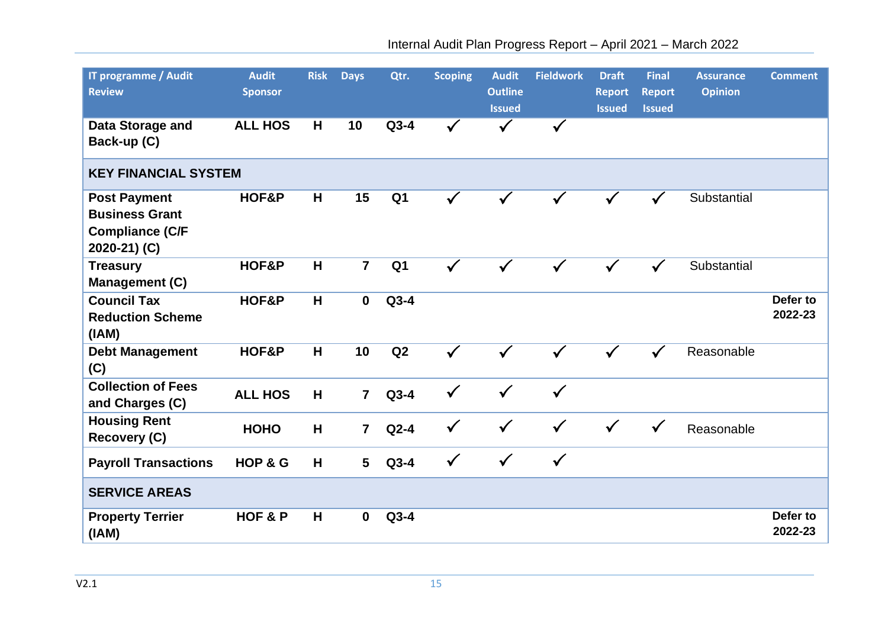| IT programme / Audit Review | Audit Sponsor | Risk | Days | Qtr. | Scoping | Audit Outline Issued | Fieldwork | Draft Report Issued | Final Report Issued | Assurance Opinion | Comment |
|---|---|---|---|---|---|---|---|---|---|---|---|
| **Data Storage and Back-up (C)** | **ALL HOS** | **H** | **10** | **Q3-4** | ✓ | ✓ | ✓ | | | | |
| **KEY FINANCIAL SYSTEM** | | | | | | | | | | | |
| **Post Payment Business Grant Compliance (C/F 2020-21) (C)** | **HOF&P** | **H** | **15** | **Q1** | ✓ | ✓ | ✓ | ✓ | ✓ | Substantial | |
| **Treasury Management (C)** | **HOF&P** | **H** | **7** | **Q1** | ✓ | ✓ | ✓ | ✓ | ✓ | Substantial | |
| **Council Tax Reduction Scheme (IAM)** | **HOF&P** | **H** | **0** | **Q3-4** | | | | | | | **Defer to 2022-23** |
| **Debt Management (C)** | **HOF&P** | **H** | **10** | **Q2** | ✓ | ✓ | ✓ | ✓ | ✓ | Reasonable | |
| **Collection of Fees and Charges (C)** | **ALL HOS** | **H** | **7** | **Q3-4** | ✓ | ✓ | ✓ | | | | |
| **Housing Rent Recovery (C)** | **HOHO** | **H** | **7** | **Q2-4** | ✓ | ✓ | ✓ | ✓ | ✓ | Reasonable | |
| **Payroll Transactions** | **HOP & G** | **H** | **5** | **Q3-4** | ✓ | ✓ | ✓ | | | | |
| **SERVICE AREAS** | | | | | | | | | | | |
| **Property Terrier (IAM)** | **HOF & P** | **H** | **0** | **Q3-4** | | | | | | | **Defer to 2022-23** |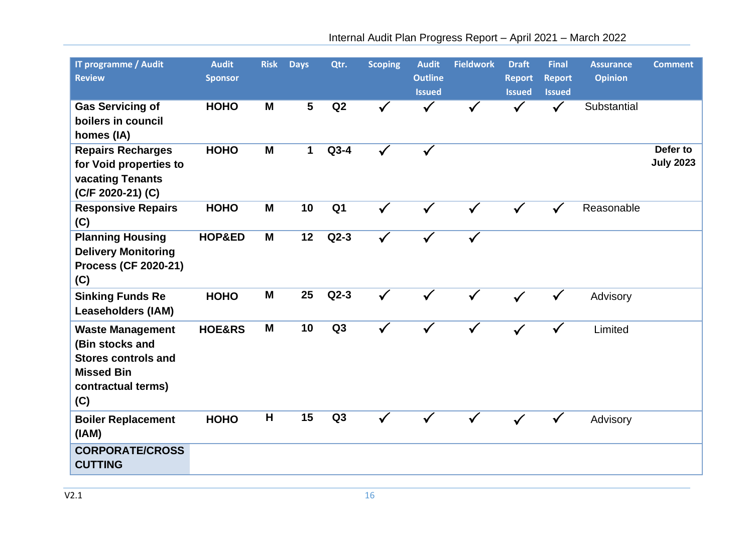| IT programme / Audit Review | Audit Sponsor | Risk | Days | Qtr. | Scoping | Audit Outline Issued | Fieldwork | Draft Report Issued | Final Report Issued | Assurance Opinion | Comment |
|---|---|---|---|---|---|---|---|---|---|---|---|
| **Gas Servicing of boilers in council homes (IA)** | **HOHO** | **M** | **5** | **Q2** | ✓ | ✓ | ✓ | ✓ | ✓ | Substantial | |
| **Repairs Recharges for Void properties to vacating Tenants (C/F 2020-21) (C)** | **HOHO** | **M** | **1** | **Q3-4** | ✓ | ✓ | | | | | **Defer to July 2023** |
| **Responsive Repairs (C)** | **HOHO** | **M** | **10** | **Q1** | ✓ | ✓ | ✓ | ✓ | ✓ | Reasonable | |
| **Planning Housing Delivery Monitoring Process (CF 2020-21) (C)** | **HOP&ED** | **M** | **12** | **Q2-3** | ✓ | ✓ | ✓ | | | | |
| **Sinking Funds Re Leaseholders (IAM)** | **HOHO** | **M** | **25** | **Q2-3** | ✓ | ✓ | ✓ | ✓ | ✓ | Advisory | |
| **Waste Management (Bin stocks and Stores controls and Missed Bin contractual terms) (C)** | **HOE&RS** | **M** | **10** | **Q3** | ✓ | ✓ | ✓ | ✓ | ✓ | Limited | |
| **Boiler Replacement (IAM)** | **HOHO** | **H** | **15** | **Q3** | ✓ | ✓ | ✓ | ✓ | ✓ | Advisory | |
| **CORPORATE/CROSS CUTTING** | | | | | | | | | | | |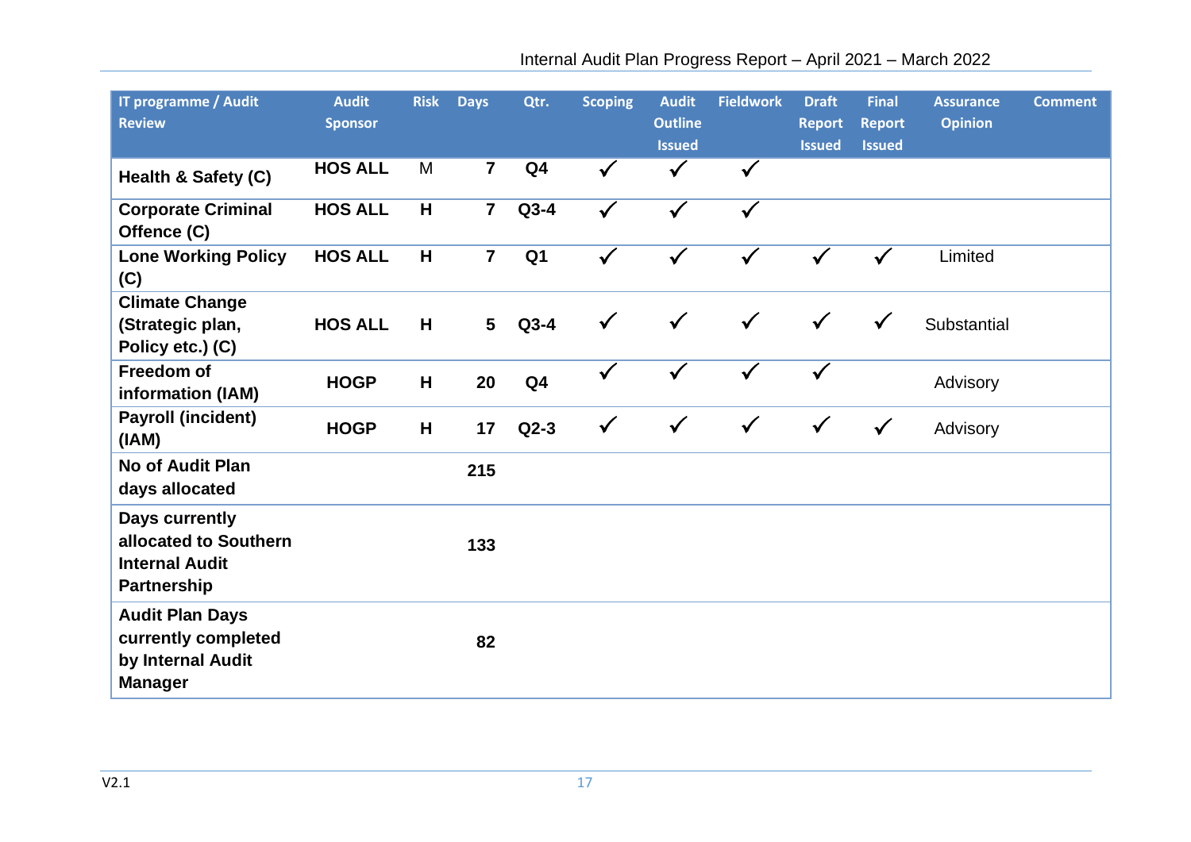| IT programme / Audit Review | Audit Sponsor | Risk | Days | Qtr. | Scoping | Audit Outline Issued | Fieldwork | Draft Report Issued | Final Report Issued | Assurance Opinion | Comment |
|---|---|---|---|---|---|---|---|---|---|---|---|
| **Health & Safety (C)** | **HOS ALL** | M | **7** | **Q4** | ✓ | ✓ | ✓ | | | | |
| **Corporate Criminal Offence (C)** | **HOS ALL** | **H** | **7** | **Q3-4** | ✓ | ✓ | ✓ | | | | |
| **Lone Working Policy (C)** | **HOS ALL** | **H** | **7** | **Q1** | ✓ | ✓ | ✓ | ✓ | ✓ | Limited | |
| **Climate Change (Strategic plan, Policy etc.) (C)** | **HOS ALL** | **H** | **5** | **Q3-4** | ✓ | ✓ | ✓ | ✓ | ✓ | Substantial | |
| **Freedom of information (IAM)** | **HOGP** | **H** | **20** | **Q4** | ✓ | ✓ | ✓ | ✓ | | Advisory | |
| **Payroll (incident) (IAM)** | **HOGP** | **H** | **17** | **Q2-3** | ✓ | ✓ | ✓ | ✓ | ✓ | Advisory | |
| **No of Audit Plan days allocated** | | | **215** | | | | | | | | |
| **Days currently allocated to Southern Internal Audit Partnership** | | | **133** | | | | | | | | |
| **Audit Plan Days currently completed by Internal Audit Manager** | | | **82** | | | | | | | | |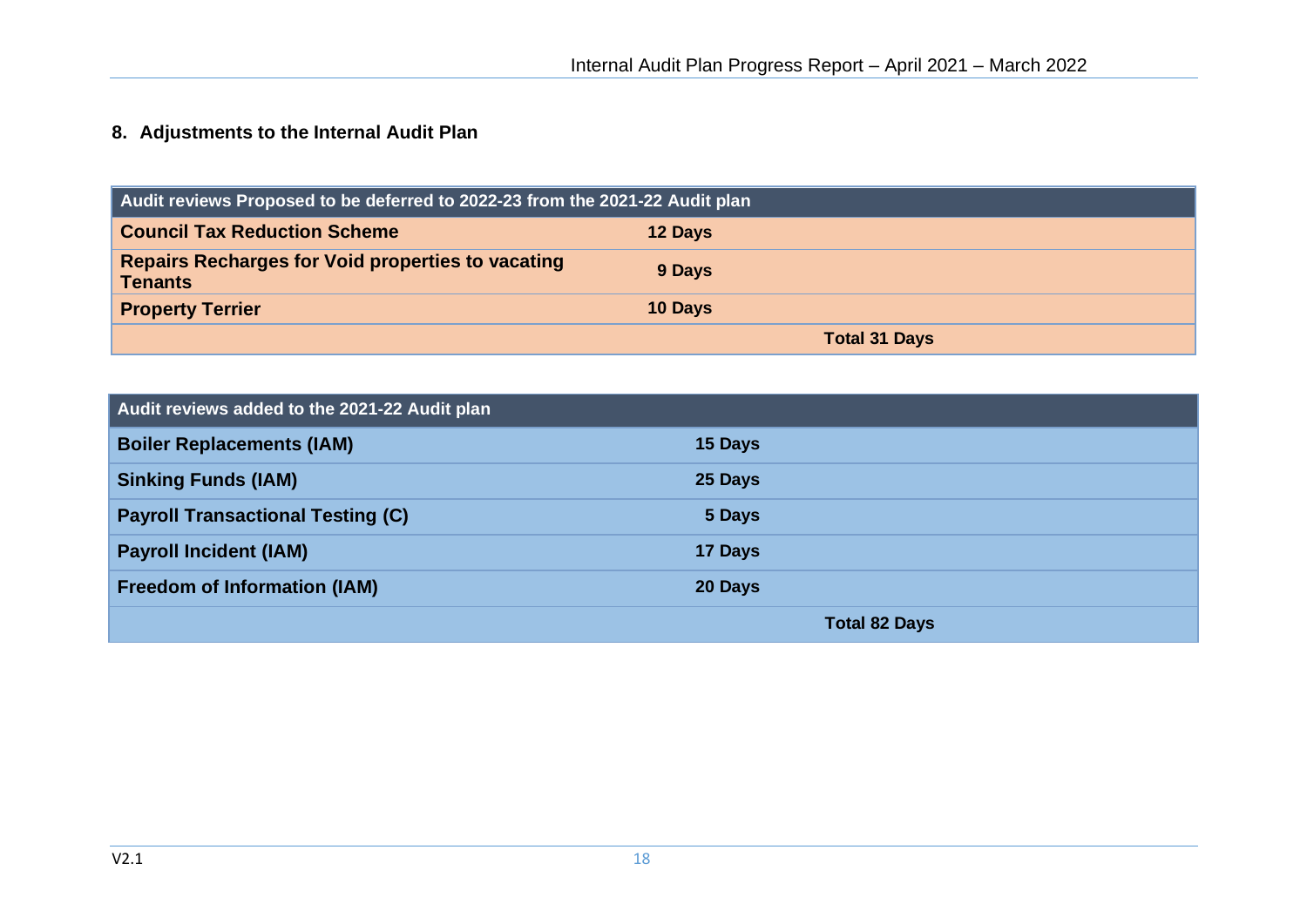## 8. Adjustments to the Internal Audit Plan

| Audit reviews Proposed to be deferred to 2022-23 from the 2021-22 Audit plan | | |
|---|---|---|
| **Council Tax Reduction Scheme** | **12 Days** | |
| **Repairs Recharges for Void properties to vacating Tenants** | **9 Days** | |
| **Property Terrier** | **10 Days** | |
| | | **Total 31 Days** |

| Audit reviews added to the 2021-22 Audit plan | | |
|---|---|---|
| **Boiler Replacements (IAM)** | **15 Days** | |
| **Sinking Funds (IAM)** | **25 Days** | |
| **Payroll Transactional Testing (C)** | **5 Days** | |
| **Payroll Incident (IAM)** | **17 Days** | |
| **Freedom of Information (IAM)** | **20 Days** | |
| | | **Total 82 Days** |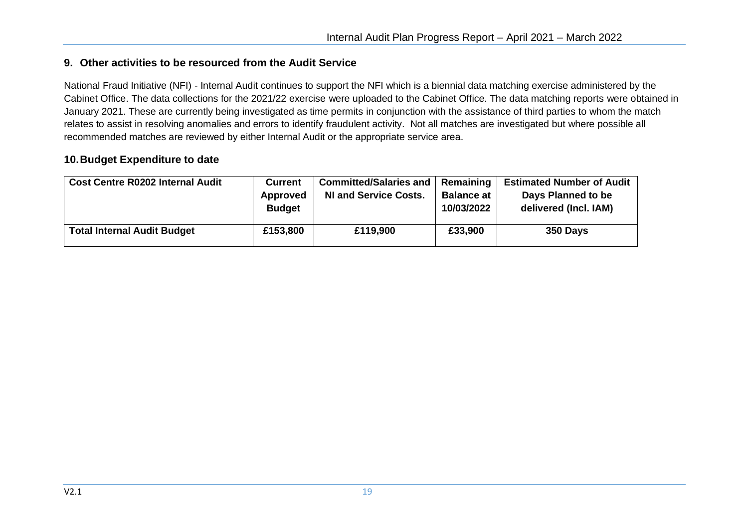## 9. Other activities to be resourced from the Audit Service

National Fraud Initiative (NFI) - Internal Audit continues to support the NFI which is a biennial data matching exercise administered by the Cabinet Office. The data collections for the 2021/22 exercise were uploaded to the Cabinet Office. The data matching reports were obtained in January 2021. These are currently being investigated as time permits in conjunction with the assistance of third parties to whom the match relates to assist in resolving anomalies and errors to identify fraudulent activity. Not all matches are investigated but where possible all recommended matches are reviewed by either Internal Audit or the appropriate service area.

## 10. Budget Expenditure to date

| Cost Centre R0202 Internal Audit | Current Approved Budget | Committed/Salaries and NI and Service Costs. | Remaining Balance at 10/03/2022 | Estimated Number of Audit Days Planned to be delivered (Incl. IAM) |
|---|---|---|---|---|
| **Total Internal Audit Budget** | **£153,800** | **£119,900** | **£33,900** | **350 Days** |